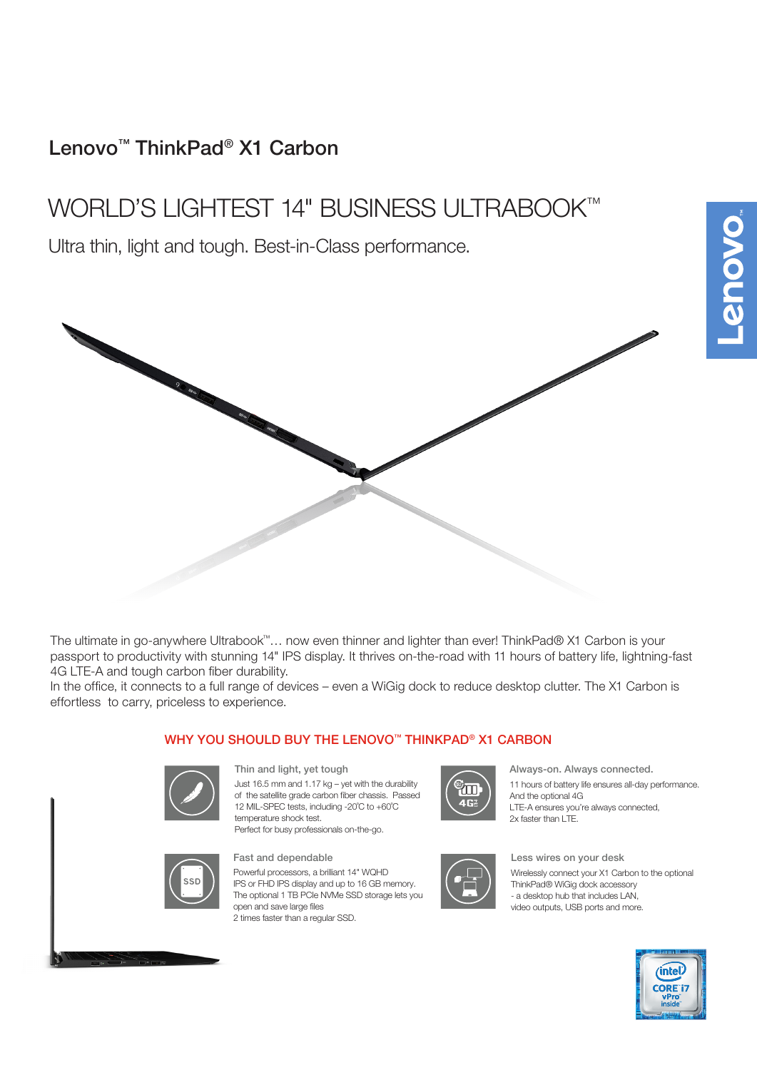## Lenovo™ ThinkPad® X1 Carbon

# WORLD'S LIGHTEST 14" BUSINESS ULTRABOOK™

Ultra thin, light and tough. Best-in-Class performance.

The ultimate in go-anywhere Ultrabook™… now even thinner and lighter than ever! ThinkPad® X1 Carbon is your passport to productivity with stunning 14" IPS display. It thrives on-the-road with 11 hours of battery life, lightning-fast 4G LTE-A and tough carbon fiber durability.
In the office, it connects to a full range of devices – even a WiGig dock to reduce desktop clutter. The X1 Carbon is effortless to carry, priceless to experience.

### WHY YOU SHOULD BUY THE LENOVO™ THINKPAD® X1 CARBON

**Thin and light, yet tough**

Just 16.5 mm and 1.17 kg – yet with the durability of the satellite grade carbon fiber chassis. Passed 12 MIL-SPEC tests, including -20˚C to +60˚C temperature shock test.
Perfect for busy professionals on-the-go.

**Always-on. Always connected.**

11 hours of battery life ensures all-day performance. And the optional 4G LTE-A ensures you're always connected, 2x faster than LTE.

**Fast and dependable**

Powerful processors, a brilliant 14" WQHD IPS or FHD IPS display and up to 16 GB memory. The optional 1 TB PCIe NVMe SSD storage lets you open and save large files 2 times faster than a regular SSD.

**Less wires on your desk**

Wirelessly connect your X1 Carbon to the optional ThinkPad® WiGig dock accessory - a desktop hub that includes LAN, video outputs, USB ports and more.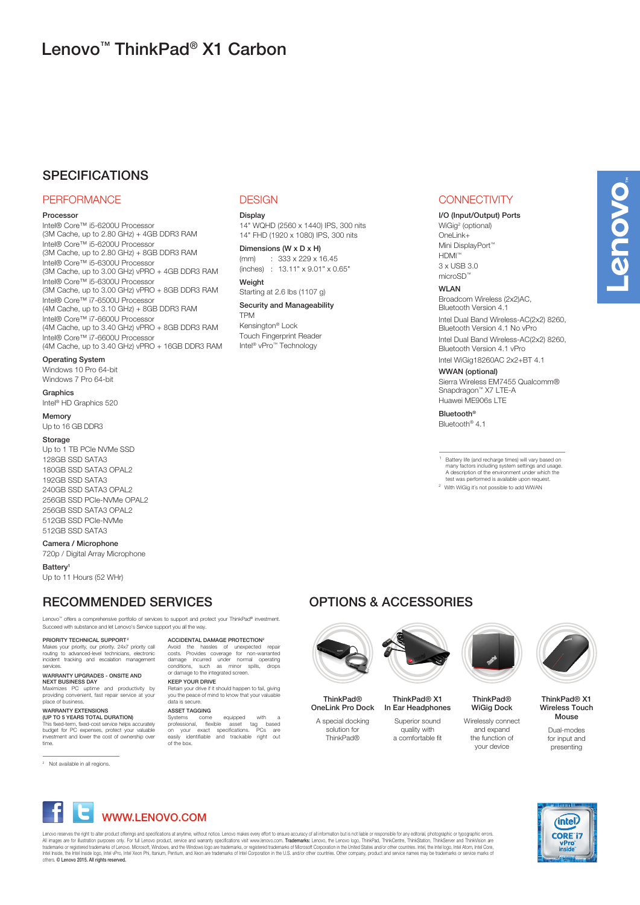# Lenovo™ ThinkPad® X1 Carbon

## SPECIFICATIONS

### PERFORMANCE

**Processor**
Intel® Core™ i5-6200U Processor
(3M Cache, up to 2.80 GHz) + 4GB DDR3 RAM
Intel® Core™ i5-6200U Processor
(3M Cache, up to 2.80 GHz) + 8GB DDR3 RAM
Intel® Core™ i5-6300U Processor
(3M Cache, up to 3.00 GHz) vPRO + 4GB DDR3 RAM
Intel® Core™ i5-6300U Processor
(3M Cache, up to 3.00 GHz) vPRO + 8GB DDR3 RAM
Intel® Core™ i7-6500U Processor
(4M Cache, up to 3.10 GHz) + 8GB DDR3 RAM
Intel® Core™ i7-6600U Processor
(4M Cache, up to 3.40 GHz) vPRO + 8GB DDR3 RAM
Intel® Core™ i7-6600U Processor
(4M Cache, up to 3.40 GHz) vPRO + 16GB DDR3 RAM

**Operating System**
Windows 10 Pro 64-bit
Windows 7 Pro 64-bit

**Graphics**
Intel® HD Graphics 520

**Memory**
Up to 16 GB DDR3

**Storage**
Up to 1 TB PCIe NVMe SSD
128GB SSD SATA3
180GB SSD SATA3 OPAL2
192GB SSD SATA3
240GB SSD SATA3 OPAL2
256GB SSD PCIe-NVMe OPAL2
256GB SSD SATA3 OPAL2
512GB SSD PCIe-NVMe
512GB SSD SATA3

**Camera / Microphone**
720p / Digital Array Microphone

**Battery**[1]
Up to 11 Hours (52 WHr)

### DESIGN

**Display**
14" WQHD (2560 x 1440) IPS, 300 nits
14" FHD (1920 x 1080) IPS, 300 nits

**Dimensions (W x D x H)**
(mm) : 333 x 229 x 16.45
(inches) : 13.11" x 9.01" x 0.65"

**Weight**
Starting at 2.6 lbs (1107 g)

**Security and Manageability**
TPM
Kensington® Lock
Touch Fingerprint Reader
Intel® vPro™ Technology

### CONNECTIVITY

**I/O (Input/Output) Ports**
WiGig[2] (optional)
OneLink+
Mini DisplayPort™
HDMI™
3 x USB 3.0
microSD™

**WLAN**
Broadcom Wireless (2x2)AC, Bluetooth Version 4.1
Intel Dual Band Wireless-AC(2x2) 8260, Bluetooth Version 4.1 No vPro
Intel Dual Band Wireless-AC(2x2) 8260, Bluetooth Version 4.1 vPro
Intel WiGig18260AC 2x2+BT 4.1

**WWAN (optional)**
Sierra Wireless EM7455 Qualcomm® Snapdragon™ X7 LTE-A
Huawei ME906s LTE

**Bluetooth®**
Bluetooth® 4.1

[1] Battery life (and recharge times) will vary based on many factors including system settings and usage. A description of the environment under which the test was performed is available upon request.
[2] With WiGig it's not possible to add WWAN

## RECOMMENDED SERVICES

Lenovo™ offers a comprehensive portfolio of services to support and protect your ThinkPad® investment. Succeed with substance and let Lenovo's Service support you all the way.

**PRIORITY TECHNICAL SUPPORT**[3]
Makes your priority, our priority. 24x7 priority call routing to advanced-level technicians, electronic incident tracking and escalation management services.

**WARRANTY UPGRADES - ONSITE AND NEXT BUSINESS DAY**
Maximizes PC uptime and productivity by providing convenient, fast repair service at your place of business.

**WARRANTY EXTENSIONS (UP TO 5 YEARS TOTAL DURATION)**
This fixed-term, fixed-cost service helps accurately budget for PC expenses, protect your valuable investment and lower the cost of ownership over time.

**ACCIDENTAL DAMAGE PROTECTION**[3]
Avoid the hassles of unexpected repair costs. Provides coverage for non-warranted damage incurred under normal operating conditions, such as minor spills, drops or damage to the integrated screen.

**KEEP YOUR DRIVE**
Retain your drive if it should happen to fail, giving you the peace of mind to know that your valuable data is secure.

**ASSET TAGGING**
Systems come equipped with a professional, flexible asset tag based on your exact specifications. PCs are easily identifiable and trackable right out of the box.

[3] Not available in all regions.

## OPTIONS & ACCESSORIES

**ThinkPad® OneLink Pro Dock**
A special docking solution for ThinkPad®

**ThinkPad® X1 In Ear Headphones**
Superior sound quality with a comfortable fit

**ThinkPad® WiGig Dock**
Wirelessly connect and expand the function of your device

**ThinkPad® X1 Wireless Touch Mouse**
Dual-modes for input and presenting

WWW.LENOVO.COM

Lenovo reserves the right to alter product offerings and specifications at anytime, without notice. Lenovo makes every effort to ensure accuracy of all information but is not liable or responsible for any editorial, photographic or typographic errors. All images are for illustration purposes only. For full Lenovo product, service and warranty specifications visit www.lenovo.com. **Trademarks:** Lenovo, the Lenovo logo, ThinkPad, ThinkCentre, ThinkStation, ThinkServer and ThinkVision are trademarks or registered trademarks of Lenovo. Microsoft, Windows, and the Windows logo are trademarks, or registered trademarks of Microsoft Corporation in the United States and/or other countries. Intel, the Intel logo, Intel Atom, Intel Core, Intel Inside, the Intel Inside logo, Intel vPro, Intel Xeon Phi, Itanium, Pentium, and Xeon are trademarks of Intel Corporation in the U.S. and/or other countries. Other company, product and service names may be trademarks or service marks of others. **© Lenovo 2015. All rights reserved.**